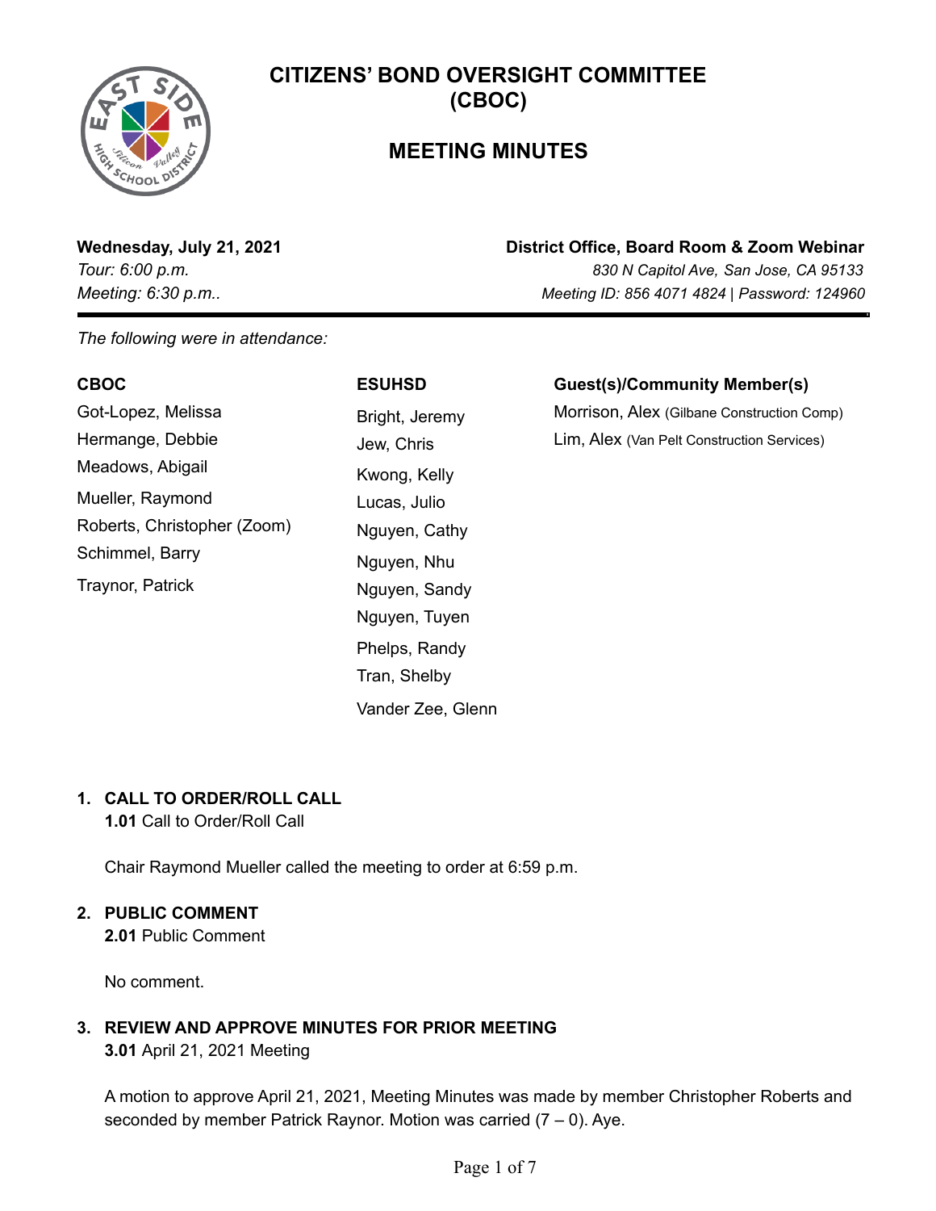# CITIZENS' BOND OVERSIGHT COMMITTEE (CBOC)

## MEETING MINUTES

**Wednesday, July 21, 2021**
*Tour: 6:00 p.m.*
*Meeting: 6:30 p.m..*

**District Office, Board Room & Zoom Webinar**
*830 N Capitol Ave, San Jose, CA 95133*
*Meeting ID: 856 4071 4824 | Password: 124960*

*The following were in attendance:*

**CBOC**
- Got-Lopez, Melissa
- Hermange, Debbie
- Meadows, Abigail
- Mueller, Raymond
- Roberts, Christopher (Zoom)
- Schimmel, Barry
- Traynor, Patrick

**ESUHSD**
- Bright, Jeremy
- Jew, Chris
- Kwong, Kelly
- Lucas, Julio
- Nguyen, Cathy
- Nguyen, Nhu
- Nguyen, Sandy
- Nguyen, Tuyen
- Phelps, Randy
- Tran, Shelby
- Vander Zee, Glenn

**Guest(s)/Community Member(s)**
- Morrison, Alex (Gilbane Construction Comp)
- Lim, Alex (Van Pelt Construction Services)

1. **CALL TO ORDER/ROLL CALL**
   **1.01** Call to Order/Roll Call

   Chair Raymond Mueller called the meeting to order at 6:59 p.m.

2. **PUBLIC COMMENT**
   **2.01** Public Comment

   No comment.

3. **REVIEW AND APPROVE MINUTES FOR PRIOR MEETING**
   **3.01** April 21, 2021 Meeting

   A motion to approve April 21, 2021, Meeting Minutes was made by member Christopher Roberts and seconded by member Patrick Raynor. Motion was carried (7 – 0). Aye.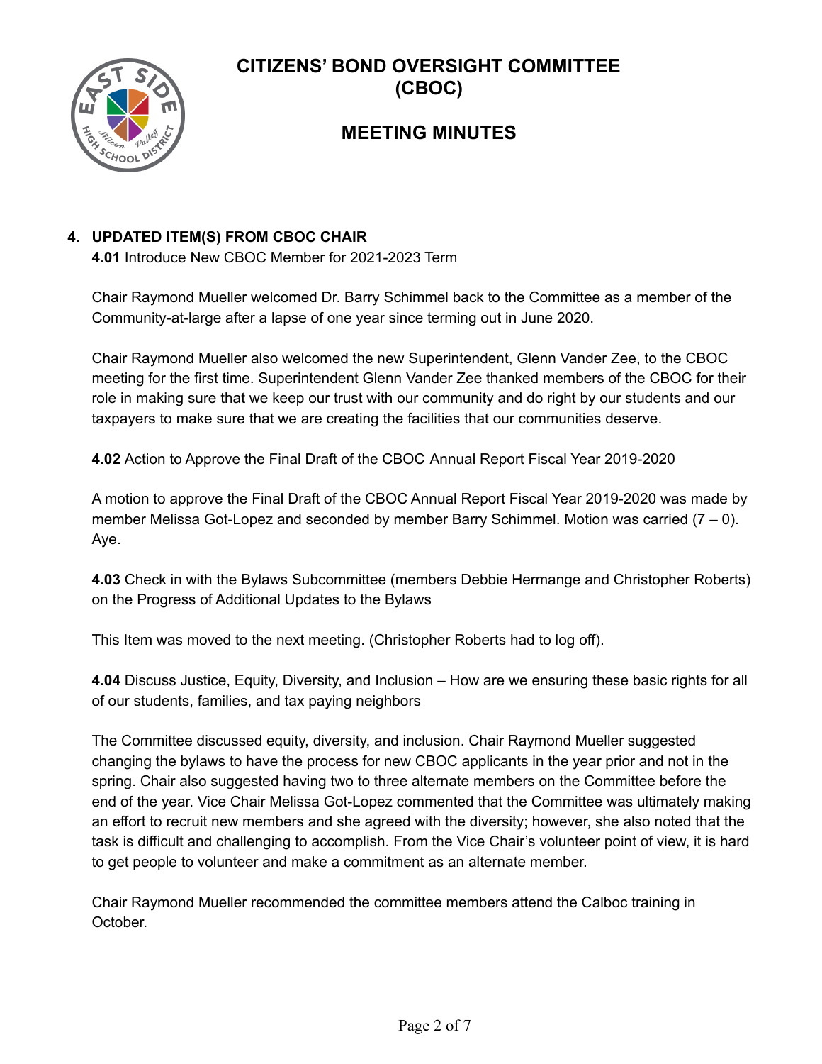# CITIZENS' BOND OVERSIGHT COMMITTEE (CBOC)

## MEETING MINUTES

### 4. UPDATED ITEM(S) FROM CBOC CHAIR

**4.01** Introduce New CBOC Member for 2021-2023 Term

Chair Raymond Mueller welcomed Dr. Barry Schimmel back to the Committee as a member of the Community-at-large after a lapse of one year since terming out in June 2020.

Chair Raymond Mueller also welcomed the new Superintendent, Glenn Vander Zee, to the CBOC meeting for the first time. Superintendent Glenn Vander Zee thanked members of the CBOC for their role in making sure that we keep our trust with our community and do right by our students and our taxpayers to make sure that we are creating the facilities that our communities deserve.

**4.02** Action to Approve the Final Draft of the CBOC Annual Report Fiscal Year 2019-2020

A motion to approve the Final Draft of the CBOC Annual Report Fiscal Year 2019-2020 was made by member Melissa Got-Lopez and seconded by member Barry Schimmel. Motion was carried (7 – 0). Aye.

**4.03** Check in with the Bylaws Subcommittee (members Debbie Hermange and Christopher Roberts) on the Progress of Additional Updates to the Bylaws

This Item was moved to the next meeting. (Christopher Roberts had to log off).

**4.04** Discuss Justice, Equity, Diversity, and Inclusion – How are we ensuring these basic rights for all of our students, families, and tax paying neighbors

The Committee discussed equity, diversity, and inclusion. Chair Raymond Mueller suggested changing the bylaws to have the process for new CBOC applicants in the year prior and not in the spring. Chair also suggested having two to three alternate members on the Committee before the end of the year. Vice Chair Melissa Got-Lopez commented that the Committee was ultimately making an effort to recruit new members and she agreed with the diversity; however, she also noted that the task is difficult and challenging to accomplish. From the Vice Chair's volunteer point of view, it is hard to get people to volunteer and make a commitment as an alternate member.

Chair Raymond Mueller recommended the committee members attend the Calboc training in October.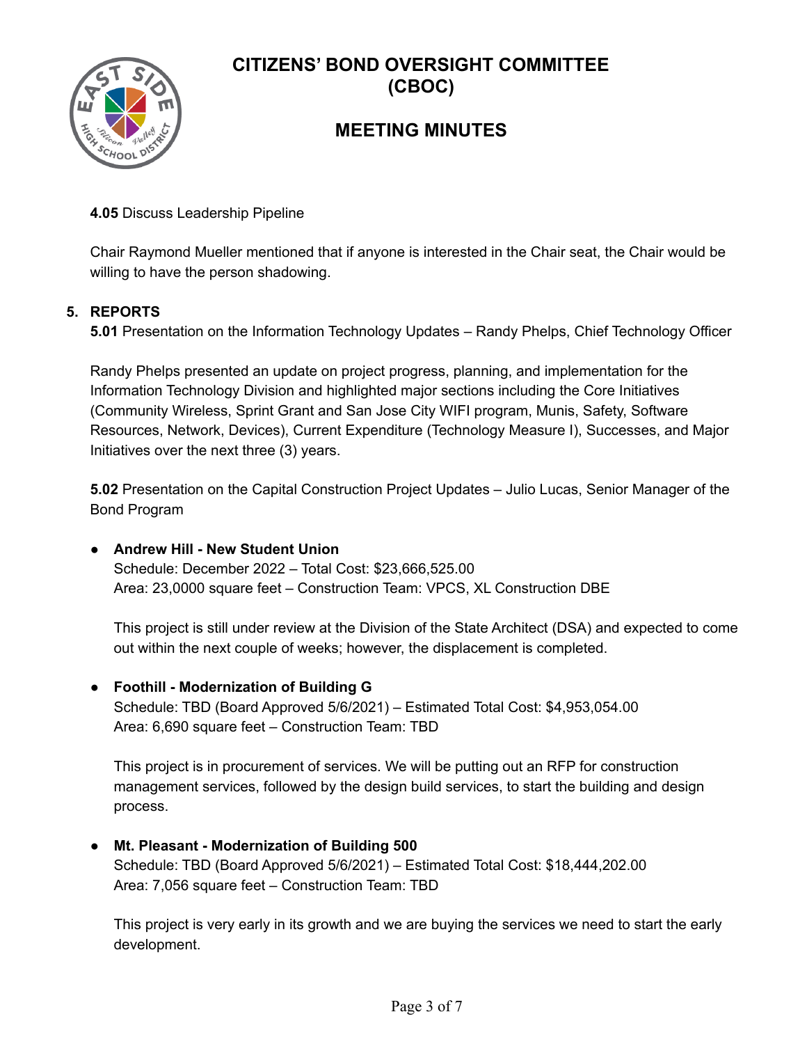# CITIZENS' BOND OVERSIGHT COMMITTEE (CBOC)

## MEETING MINUTES

**4.05** Discuss Leadership Pipeline

Chair Raymond Mueller mentioned that if anyone is interested in the Chair seat, the Chair would be willing to have the person shadowing.

**5. REPORTS**

**5.01** Presentation on the Information Technology Updates – Randy Phelps, Chief Technology Officer

Randy Phelps presented an update on project progress, planning, and implementation for the Information Technology Division and highlighted major sections including the Core Initiatives (Community Wireless, Sprint Grant and San Jose City WIFI program, Munis, Safety, Software Resources, Network, Devices), Current Expenditure (Technology Measure I), Successes, and Major Initiatives over the next three (3) years.

**5.02** Presentation on the Capital Construction Project Updates – Julio Lucas, Senior Manager of the Bond Program

- **Andrew Hill - New Student Union**
  Schedule: December 2022 – Total Cost: $23,666,525.00
  Area: 23,0000 square feet – Construction Team: VPCS, XL Construction DBE

  This project is still under review at the Division of the State Architect (DSA) and expected to come out within the next couple of weeks; however, the displacement is completed.

- **Foothill - Modernization of Building G**
  Schedule: TBD (Board Approved 5/6/2021) – Estimated Total Cost: $4,953,054.00
  Area: 6,690 square feet – Construction Team: TBD

  This project is in procurement of services. We will be putting out an RFP for construction management services, followed by the design build services, to start the building and design process.

- **Mt. Pleasant - Modernization of Building 500**
  Schedule: TBD (Board Approved 5/6/2021) – Estimated Total Cost: $18,444,202.00
  Area: 7,056 square feet – Construction Team: TBD

  This project is very early in its growth and we are buying the services we need to start the early development.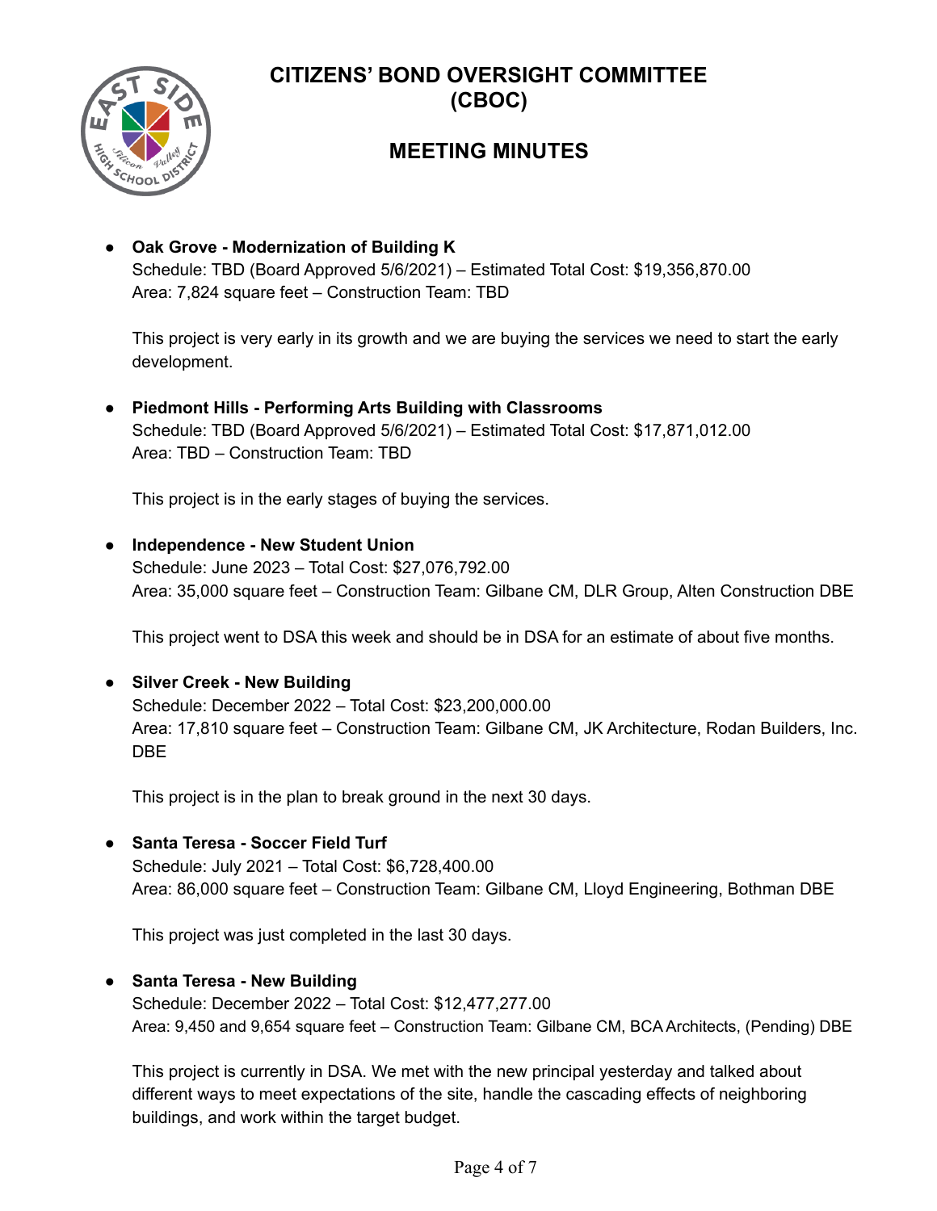- **Oak Grove - Modernization of Building K**
  Schedule: TBD (Board Approved 5/6/2021) – Estimated Total Cost: $19,356,870.00
  Area: 7,824 square feet – Construction Team: TBD

  This project is very early in its growth and we are buying the services we need to start the early development.

- **Piedmont Hills - Performing Arts Building with Classrooms**
  Schedule: TBD (Board Approved 5/6/2021) – Estimated Total Cost: $17,871,012.00
  Area: TBD – Construction Team: TBD

  This project is in the early stages of buying the services.

- **Independence - New Student Union**
  Schedule: June 2023 – Total Cost: $27,076,792.00
  Area: 35,000 square feet – Construction Team: Gilbane CM, DLR Group, Alten Construction DBE

  This project went to DSA this week and should be in DSA for an estimate of about five months.

- **Silver Creek - New Building**
  Schedule: December 2022 – Total Cost: $23,200,000.00
  Area: 17,810 square feet – Construction Team: Gilbane CM, JK Architecture, Rodan Builders, Inc. DBE

  This project is in the plan to break ground in the next 30 days.

- **Santa Teresa - Soccer Field Turf**
  Schedule: July 2021 – Total Cost: $6,728,400.00
  Area: 86,000 square feet – Construction Team: Gilbane CM, Lloyd Engineering, Bothman DBE

  This project was just completed in the last 30 days.

- **Santa Teresa - New Building**
  Schedule: December 2022 – Total Cost: $12,477,277.00
  Area: 9,450 and 9,654 square feet – Construction Team: Gilbane CM, BCA Architects, (Pending) DBE

  This project is currently in DSA. We met with the new principal yesterday and talked about different ways to meet expectations of the site, handle the cascading effects of neighboring buildings, and work within the target budget.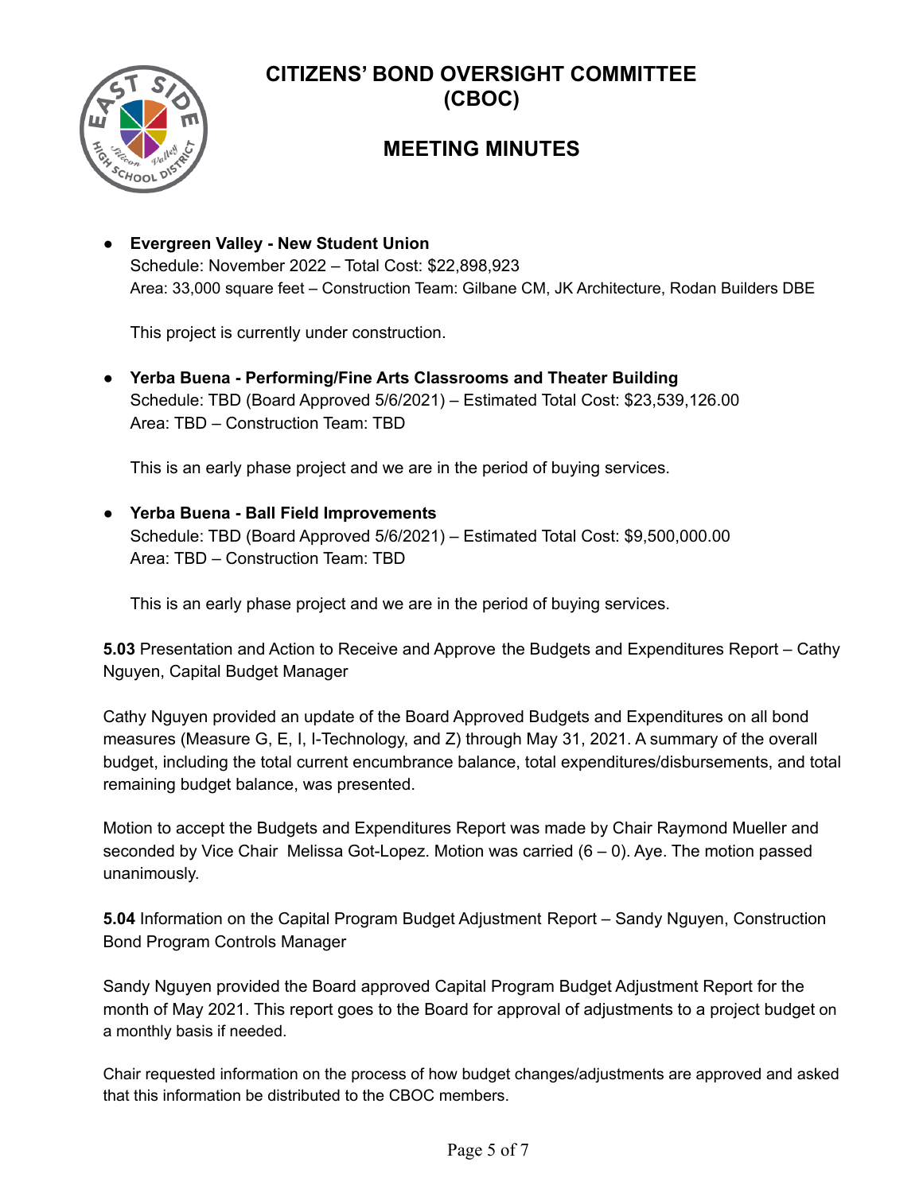- **Evergreen Valley - New Student Union**
  Schedule: November 2022 – Total Cost: $22,898,923
  Area: 33,000 square feet – Construction Team: Gilbane CM, JK Architecture, Rodan Builders DBE

  This project is currently under construction.

- **Yerba Buena - Performing/Fine Arts Classrooms and Theater Building**
  Schedule: TBD (Board Approved 5/6/2021) – Estimated Total Cost: $23,539,126.00
  Area: TBD – Construction Team: TBD

  This is an early phase project and we are in the period of buying services.

- **Yerba Buena - Ball Field Improvements**
  Schedule: TBD (Board Approved 5/6/2021) – Estimated Total Cost: $9,500,000.00
  Area: TBD – Construction Team: TBD

  This is an early phase project and we are in the period of buying services.

**5.03** Presentation and Action to Receive and Approve the Budgets and Expenditures Report – Cathy Nguyen, Capital Budget Manager

Cathy Nguyen provided an update of the Board Approved Budgets and Expenditures on all bond measures (Measure G, E, I, I-Technology, and Z) through May 31, 2021. A summary of the overall budget, including the total current encumbrance balance, total expenditures/disbursements, and total remaining budget balance, was presented.

Motion to accept the Budgets and Expenditures Report was made by Chair Raymond Mueller and seconded by Vice Chair Melissa Got-Lopez. Motion was carried (6 – 0). Aye. The motion passed unanimously.

**5.04** Information on the Capital Program Budget Adjustment Report – Sandy Nguyen, Construction Bond Program Controls Manager

Sandy Nguyen provided the Board approved Capital Program Budget Adjustment Report for the month of May 2021. This report goes to the Board for approval of adjustments to a project budget on a monthly basis if needed.

Chair requested information on the process of how budget changes/adjustments are approved and asked that this information be distributed to the CBOC members.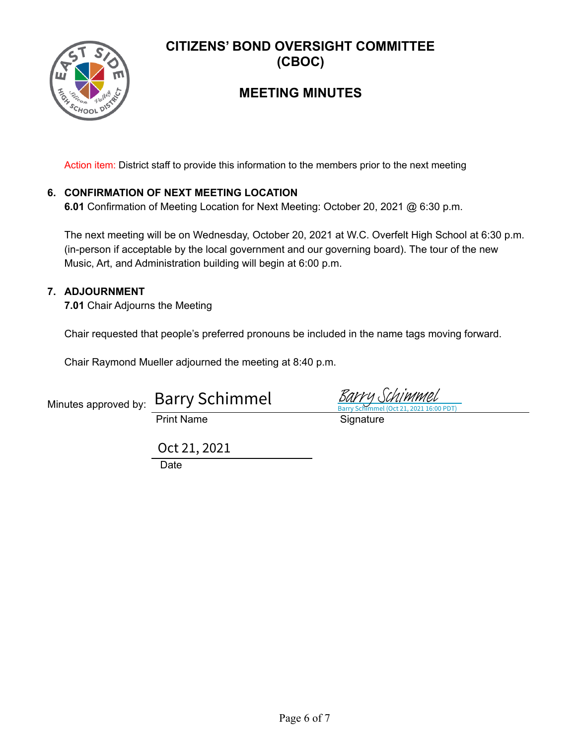# CITIZENS' BOND OVERSIGHT COMMITTEE (CBOC)

## MEETING MINUTES

Action item: District staff to provide this information to the members prior to the next meeting

### 6. CONFIRMATION OF NEXT MEETING LOCATION

**6.01** Confirmation of Meeting Location for Next Meeting: October 20, 2021 @ 6:30 p.m.

The next meeting will be on Wednesday, October 20, 2021 at W.C. Overfelt High School at 6:30 p.m. (in-person if acceptable by the local government and our governing board). The tour of the new Music, Art, and Administration building will begin at 6:00 p.m.

### 7. ADJOURNMENT

**7.01** Chair Adjourns the Meeting

Chair requested that people's preferred pronouns be included in the name tags moving forward.

Chair Raymond Mueller adjourned the meeting at 8:40 p.m.

Minutes approved by: Barry Schimmel (Print Name)

Signature: Barry Schimmel
Barry Schimmel (Oct 21, 2021 16:00 PDT)

Date: Oct 21, 2021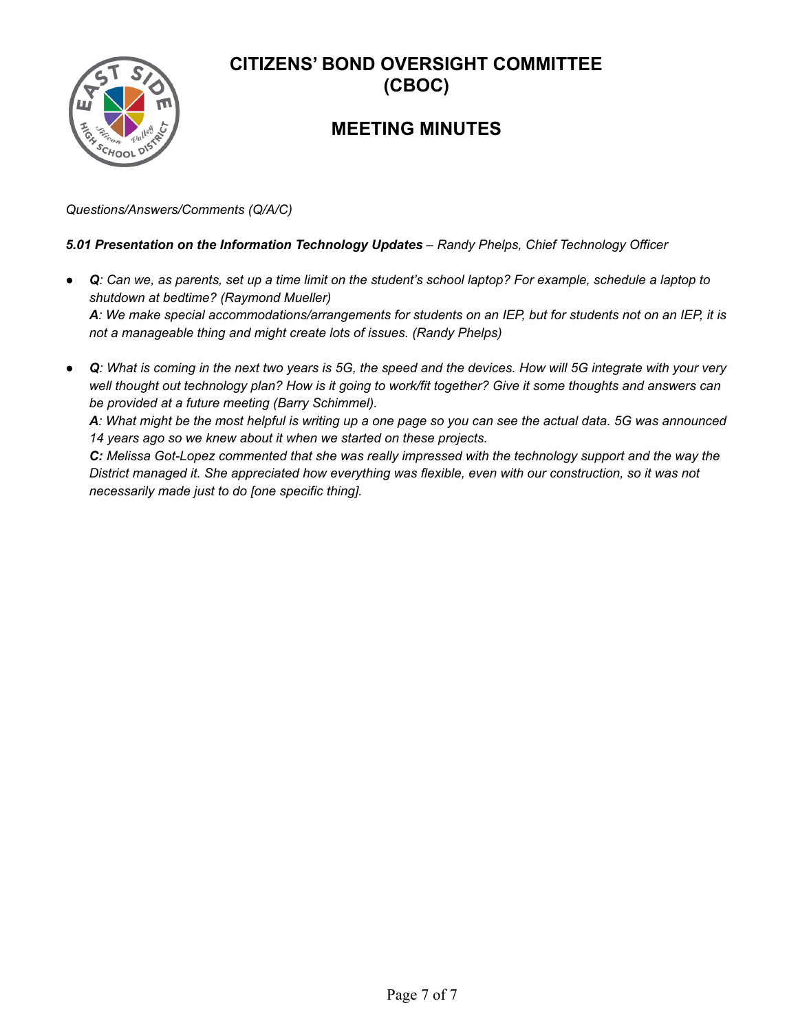# CITIZENS' BOND OVERSIGHT COMMITTEE (CBOC)

## MEETING MINUTES

*Questions/Answers/Comments (Q/A/C)*

***5.01 Presentation on the Information Technology Updates*** *– Randy Phelps, Chief Technology Officer*

- ***Q****: Can we, as parents, set up a time limit on the student's school laptop? For example, schedule a laptop to shutdown at bedtime? (Raymond Mueller)*
  ***A****: We make special accommodations/arrangements for students on an IEP, but for students not on an IEP, it is not a manageable thing and might create lots of issues. (Randy Phelps)*

- ***Q****: What is coming in the next two years is 5G, the speed and the devices. How will 5G integrate with your very well thought out technology plan? How is it going to work/fit together? Give it some thoughts and answers can be provided at a future meeting (Barry Schimmel).*
  ***A****: What might be the most helpful is writing up a one page so you can see the actual data. 5G was announced 14 years ago so we knew about it when we started on these projects.*
  ***C:*** *Melissa Got-Lopez commented that she was really impressed with the technology support and the way the District managed it. She appreciated how everything was flexible, even with our construction, so it was not necessarily made just to do [one specific thing].*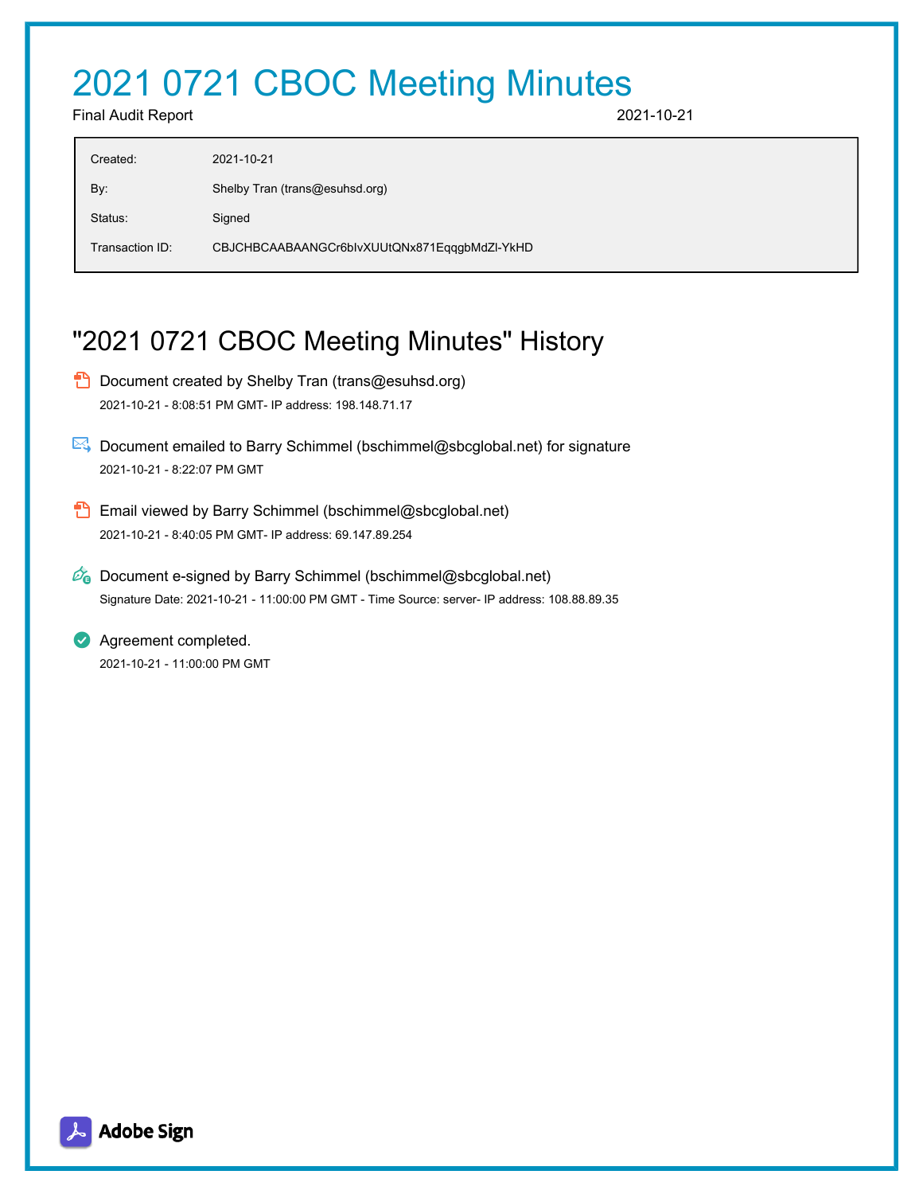# 2021 0721 CBOC Meeting Minutes

Final Audit Report 2021-10-21

| | |
|---|---|
| Created: | 2021-10-21 |
| By: | Shelby Tran (trans@esuhsd.org) |
| Status: | Signed |
| Transaction ID: | CBJCHBCAABAANGCr6bIvXUUtQNx871EqqgbMdZl-YkHD |

## "2021 0721 CBOC Meeting Minutes" History

- Document created by Shelby Tran (trans@esuhsd.org)
  2021-10-21 - 8:08:51 PM GMT- IP address: 198.148.71.17

- Document emailed to Barry Schimmel (bschimmel@sbcglobal.net) for signature
  2021-10-21 - 8:22:07 PM GMT

- Email viewed by Barry Schimmel (bschimmel@sbcglobal.net)
  2021-10-21 - 8:40:05 PM GMT- IP address: 69.147.89.254

- Document e-signed by Barry Schimmel (bschimmel@sbcglobal.net)
  Signature Date: 2021-10-21 - 11:00:00 PM GMT - Time Source: server- IP address: 108.88.89.35

- Agreement completed.
  2021-10-21 - 11:00:00 PM GMT

Adobe Sign